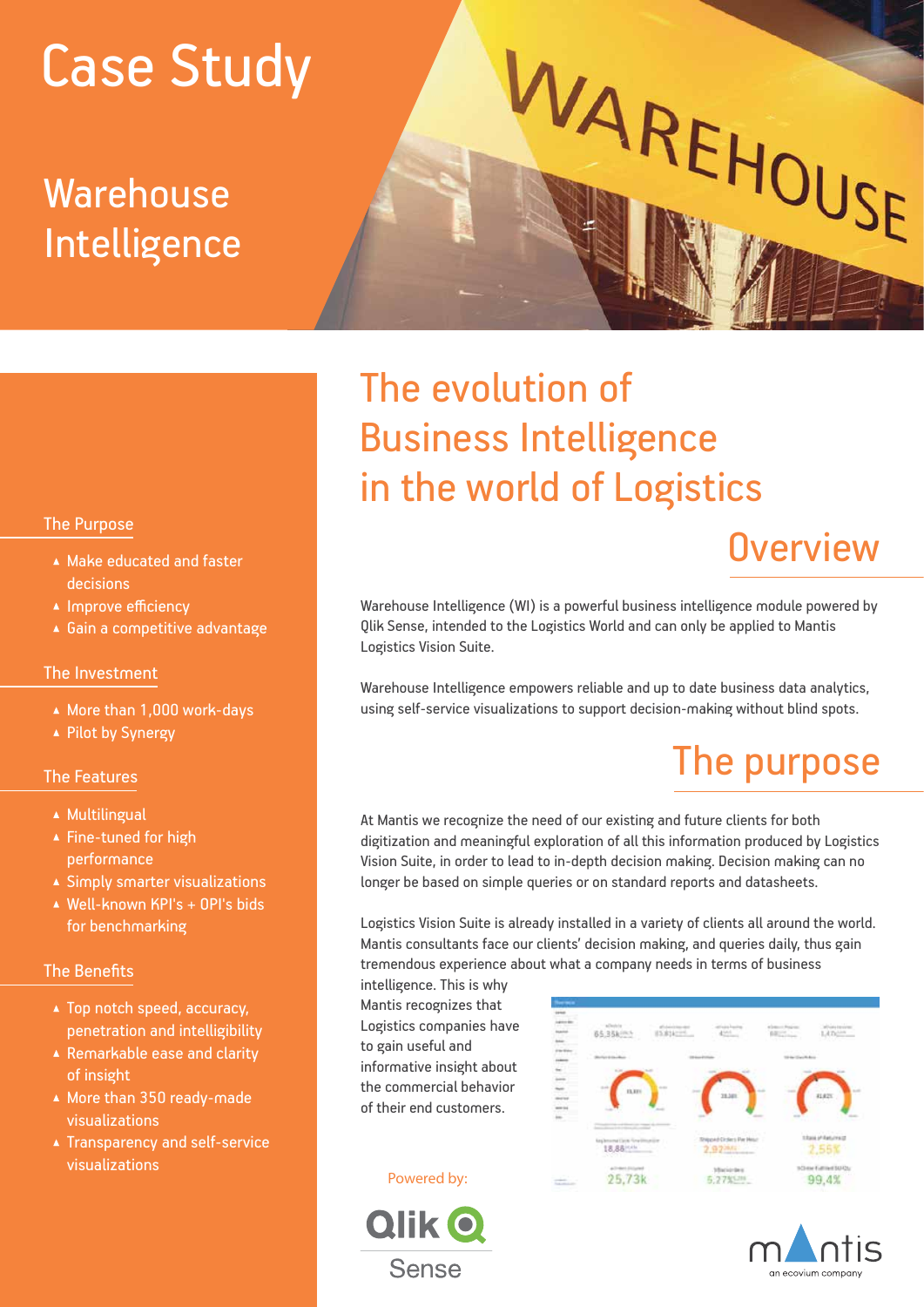# Case Study

## Warehouse Intelligence

# The evolution of Business Intelligence in the world of Logistics

## Overview

Warehouse Intelligence (WI) is a powerful business intelligence module powered by Qlik Sense, intended to the Logistics World and can only be applied to Mantis Logistics Vision Suite.

Warehouse Intelligence empowers reliable and up to date business data analytics, using self-service visualizations to support decision-making without blind spots.

## The purpose

At Mantis we recognize the need of our existing and future clients for both digitization and meaningful exploration of all this information produced by Logistics Vision Suite, in order to lead to in-depth decision making. Decision making can no longer be based on simple queries or on standard reports and datasheets.

Logistics Vision Suite is already installed in a variety of clients all around the world. Mantis consultants face our clients' decision making, and queries daily, thus gain tremendous experience about what a company needs in terms of business intelligence. This is why Mantis recognizes that Logistics companies have to gain useful and informative insight about the commercial behavior of their end customers.

### The Purpose

- Make educated and faster decisions
- Improve efficiency
- Gain a competitive advantage

### The Investment

- More than 1,000 work-days
- Pilot by Synergy

### The Features

- Multilingual
- Fine-tuned for high performance
- Simply smarter visualizations
- Well-known KPI's + OPI's bids for benchmarking

### The Benefits

- Top notch speed, accuracy, penetration and intelligibility
- Remarkable ease and clarity of insight
- More than 350 ready-made visualizations
- Transparency and self-service visualizations

Powered by: Qlik Sense

mantis
an ecovium company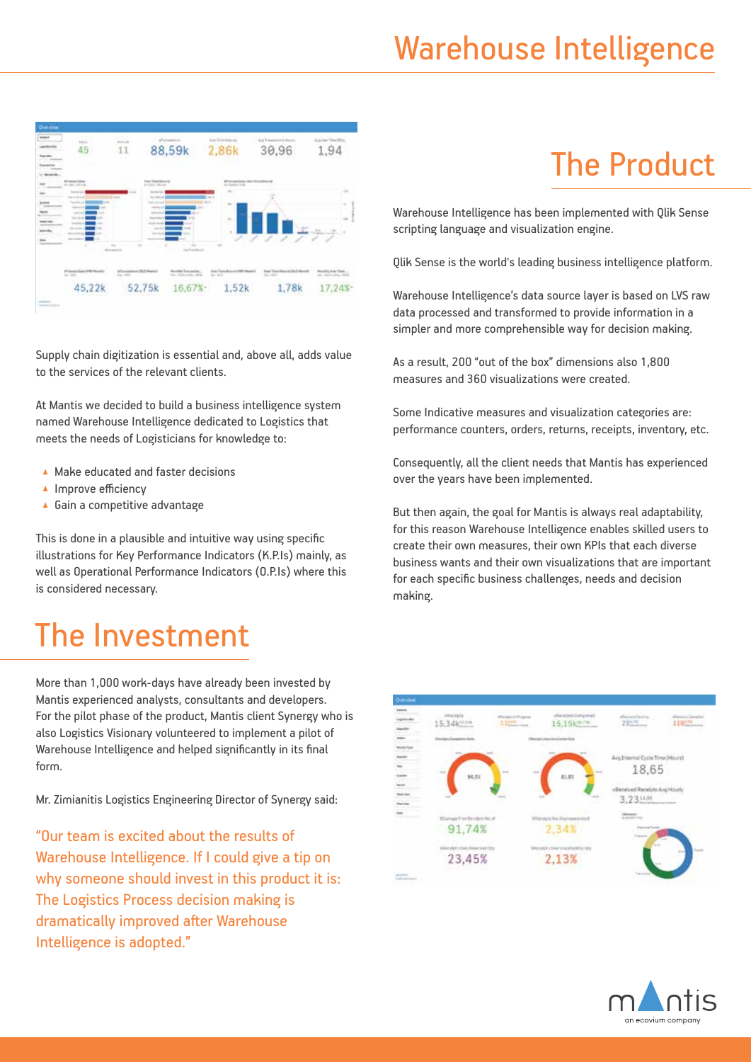# Warehouse Intelligence

Supply chain digitization is essential and, above all, adds value to the services of the relevant clients.

At Mantis we decided to build a business intelligence system named Warehouse Intelligence dedicated to Logistics that meets the needs of Logisticians for knowledge to:

- Make educated and faster decisions
- Improve efficiency
- Gain a competitive advantage

This is done in a plausible and intuitive way using specific illustrations for Key Performance Indicators (K.P.Is) mainly, as well as Operational Performance Indicators (O.P.Is) where this is considered necessary.

## The Investment

More than 1,000 work-days have already been invested by Mantis experienced analysts, consultants and developers. For the pilot phase of the product, Mantis client Synergy who is also Logistics Visionary volunteered to implement a pilot of Warehouse Intelligence and helped significantly in its final form.

Mr. Zimianitis Logistics Engineering Director of Synergy said:

"Our team is excited about the results of Warehouse Intelligence. If I could give a tip on why someone should invest in this product it is: The Logistics Process decision making is dramatically improved after Warehouse Intelligence is adopted."

## The Product

Warehouse Intelligence has been implemented with Qlik Sense scripting language and visualization engine.

Qlik Sense is the world's leading business intelligence platform.

Warehouse Intelligence's data source layer is based on LVS raw data processed and transformed to provide information in a simpler and more comprehensible way for decision making.

As a result, 200 "out of the box" dimensions also 1,800 measures and 360 visualizations were created.

Some Indicative measures and visualization categories are: performance counters, orders, returns, receipts, inventory, etc.

Consequently, all the client needs that Mantis has experienced over the years have been implemented.

But then again, the goal for Mantis is always real adaptability, for this reason Warehouse Intelligence enables skilled users to create their own measures, their own KPIs that each diverse business wants and their own visualizations that are important for each specific business challenges, needs and decision making.

mantis
an ecovium company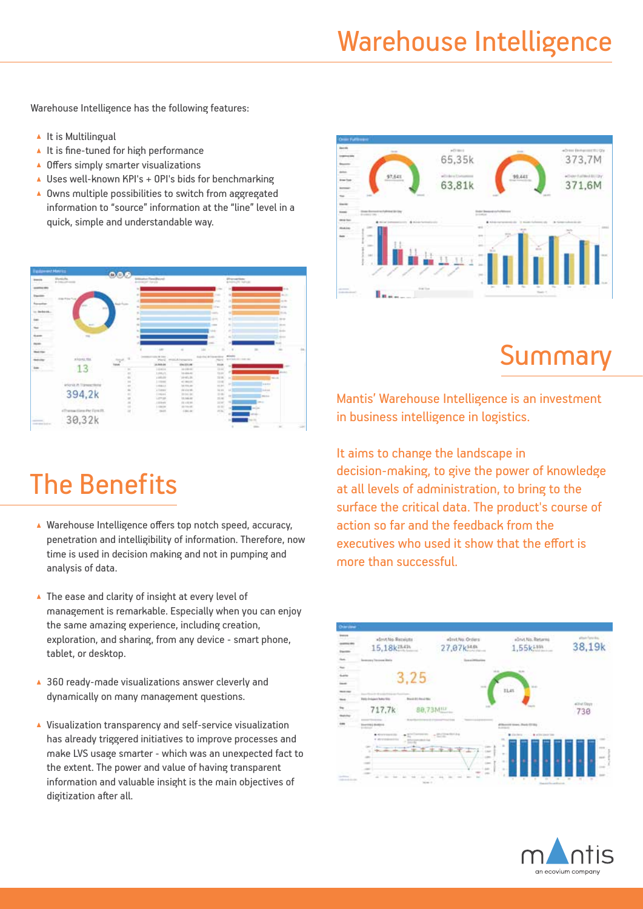# Warehouse Intelligence

Warehouse Intelligence has the following features:

- It is Multilingual
- It is fine-tuned for high performance
- Offers simply smarter visualizations
- Uses well-known KPI's + OPI's bids for benchmarking
- Owns multiple possibilities to switch from aggregated information to "source" information at the "line" level in a quick, simple and understandable way.

## The Benefits

- Warehouse Intelligence offers top notch speed, accuracy, penetration and intelligibility of information. Therefore, now time is used in decision making and not in pumping and analysis of data.
- The ease and clarity of insight at every level of management is remarkable. Especially when you can enjoy the same amazing experience, including creation, exploration, and sharing, from any device - smart phone, tablet, or desktop.
- 360 ready-made visualizations answer cleverly and dynamically on many management questions.
- Visualization transparency and self-service visualization has already triggered initiatives to improve processes and make LVS usage smarter - which was an unexpected fact to the extent. The power and value of having transparent information and valuable insight is the main objectives of digitization after all.

## Summary

Mantis' Warehouse Intelligence is an investment in business intelligence in logistics.

It aims to change the landscape in decision-making, to give the power of knowledge at all levels of administration, to bring to the surface the critical data. The product's course of action so far and the feedback from the executives who used it show that the effort is more than successful.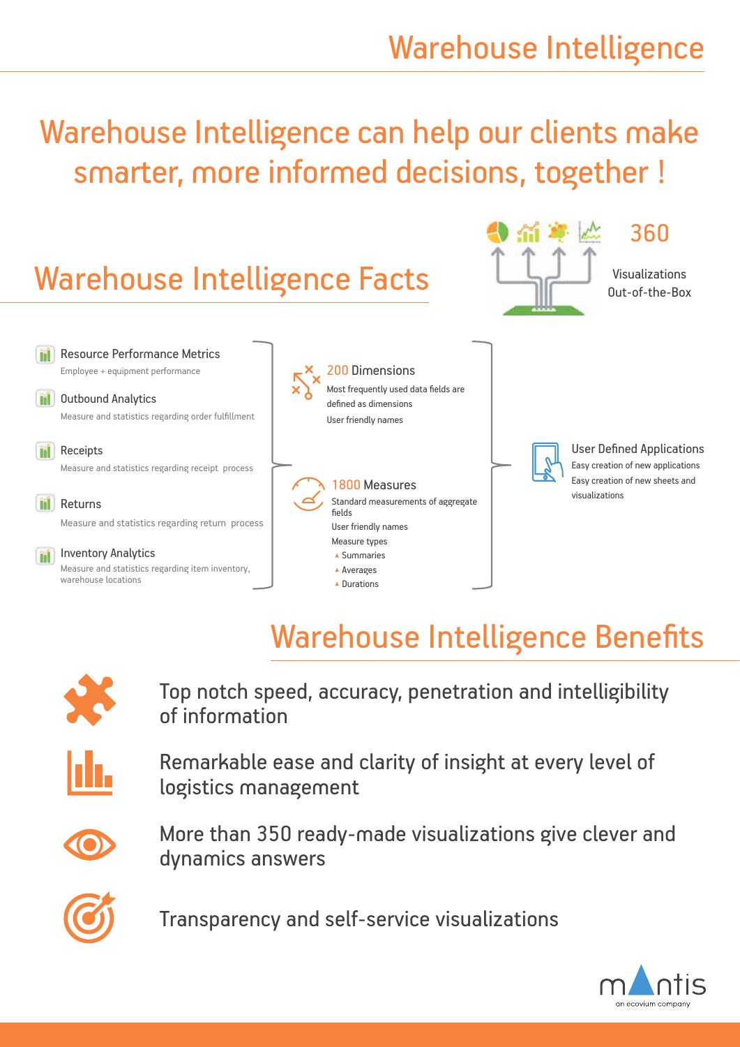# Warehouse Intelligence

## Warehouse Intelligence can help our clients make smarter, more informed decisions, together !

## Warehouse Intelligence Facts

**360**

Visualizations Out-of-the-Box

- **Resource Performance Metrics**
  Employee + equipment performance
- **Outbound Analytics**
  Measure and statistics regarding order fulfillment
- **Receipts**
  Measure and statistics regarding receipt process
- **Returns**
  Measure and statistics regarding return process
- **Inventory Analytics**
  Measure and statistics regarding item inventory, warehouse locations

**200 Dimensions**

Most frequently used data fields are defined as dimensions

User friendly names

**1800 Measures**

Standard measurements of aggregate fields

User friendly names

Measure types

- Summaries
- Averages
- Durations

**User Defined Applications**

Easy creation of new applications

Easy creation of new sheets and visualizations

## Warehouse Intelligence Benefits

- Top notch speed, accuracy, penetration and intelligibility of information
- Remarkable ease and clarity of insight at every level of logistics management
- More than 350 ready-made visualizations give clever and dynamics answers
- Transparency and self-service visualizations

mantis
an ecovium company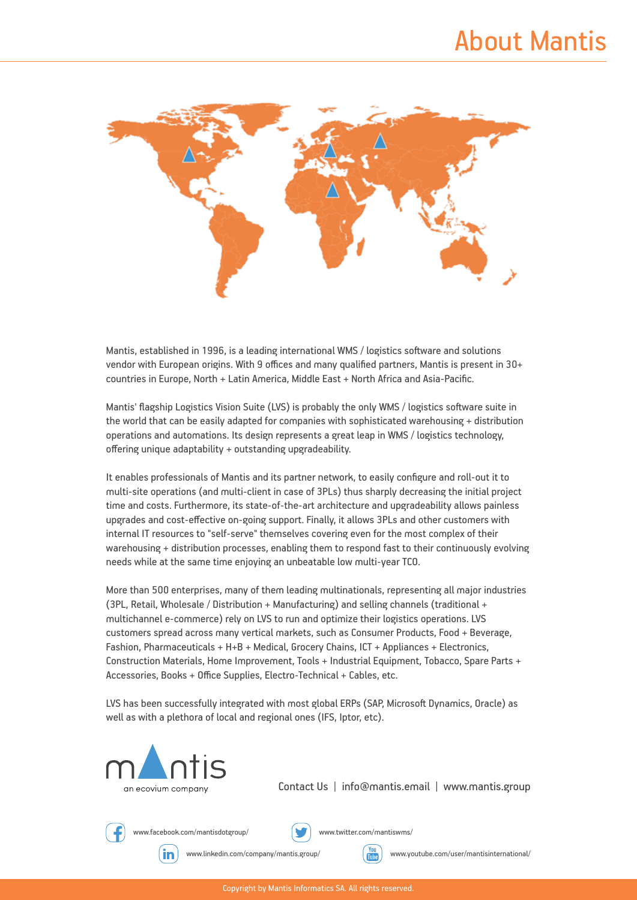# About Mantis

Mantis, established in 1996, is a leading international WMS / logistics software and solutions vendor with European origins. With 9 offices and many qualified partners, Mantis is present in 30+ countries in Europe, North + Latin America, Middle East + North Africa and Asia-Pacific.

Mantis' flagship Logistics Vision Suite (LVS) is probably the only WMS / logistics software suite in the world that can be easily adapted for companies with sophisticated warehousing + distribution operations and automations. Its design represents a great leap in WMS / logistics technology, offering unique adaptability + outstanding upgradeability.

It enables professionals of Mantis and its partner network, to easily configure and roll-out it to multi-site operations (and multi-client in case of 3PLs) thus sharply decreasing the initial project time and costs. Furthermore, its state-of-the-art architecture and upgradeability allows painless upgrades and cost-effective on-going support. Finally, it allows 3PLs and other customers with internal IT resources to "self-serve" themselves covering even for the most complex of their warehousing + distribution processes, enabling them to respond fast to their continuously evolving needs while at the same time enjoying an unbeatable low multi-year TCO.

More than 500 enterprises, many of them leading multinationals, representing all major industries (3PL, Retail, Wholesale / Distribution + Manufacturing) and selling channels (traditional + multichannel e-commerce) rely on LVS to run and optimize their logistics operations. LVS customers spread across many vertical markets, such as Consumer Products, Food + Beverage, Fashion, Pharmaceuticals + H+B + Medical, Grocery Chains, ICT + Appliances + Electronics, Construction Materials, Home Improvement, Tools + Industrial Equipment, Tobacco, Spare Parts + Accessories, Books + Office Supplies, Electro-Technical + Cables, etc.

LVS has been successfully integrated with most global ERPs (SAP, Microsoft Dynamics, Oracle) as well as with a plethora of local and regional ones (IFS, Iptor, etc).

mantis
an ecovium company

Contact Us | info@mantis.email | www.mantis.group

www.facebook.com/mantisdotgroup/

www.twitter.com/mantiswms/

www.linkedin.com/company/mantis.group/

www.youtube.com/user/mantisinternational/

Copyright by Mantis Informatics SA. All rights reserved.